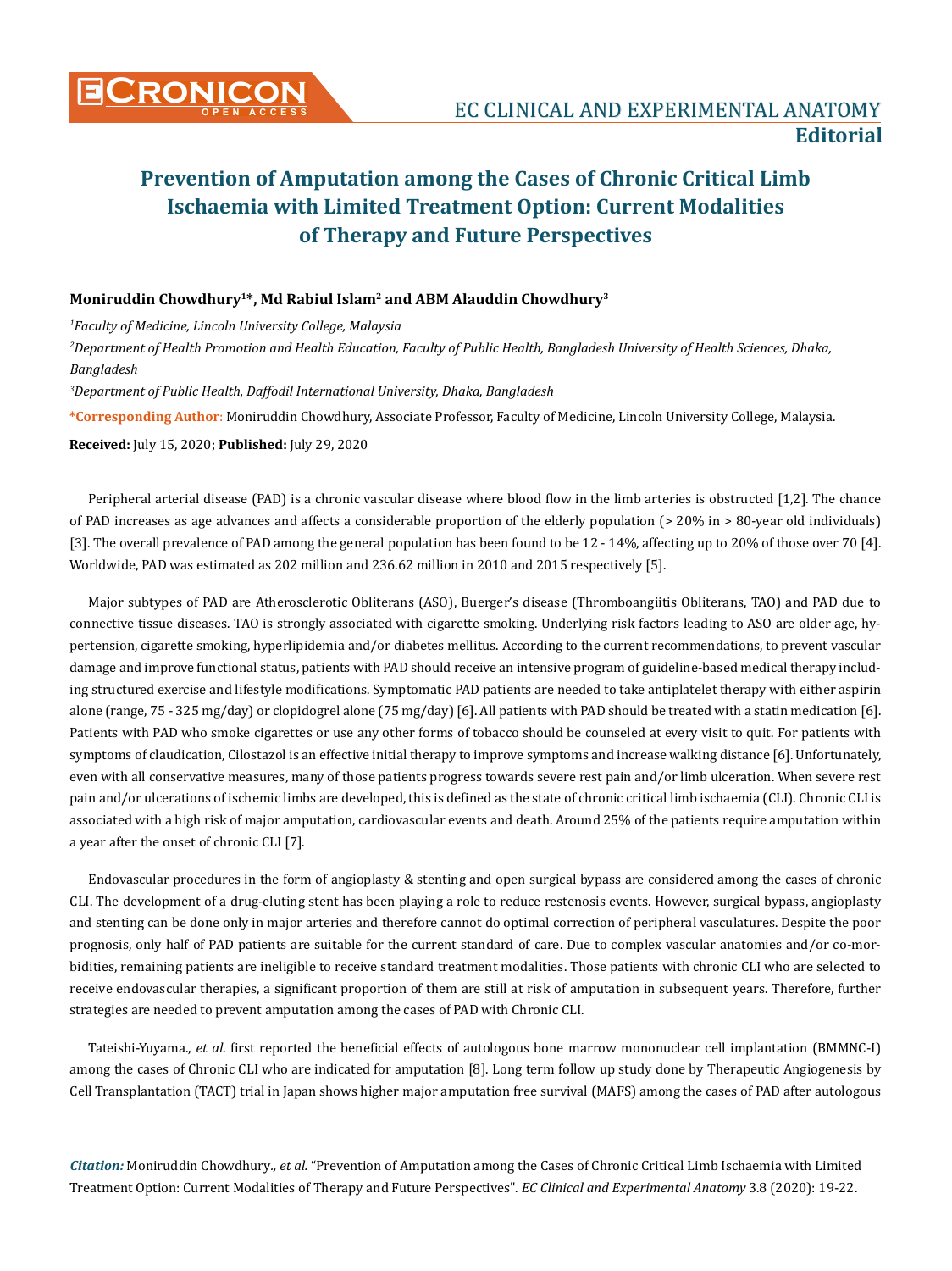**Editorial**

# Prevention of Amputation among the Cases of Chronic Critical Limb Ischaemia with Limited Treatment Option: Current Modalities of Therapy and Future Perspectives

**Moniruddin Chowdhury[1]*, Md Rabiul Islam[2] and ABM Alauddin Chowdhury[3]**

[1]*Faculty of Medicine, Lincoln University College, Malaysia*

[2]*Department of Health Promotion and Health Education, Faculty of Public Health, Bangladesh University of Health Sciences, Dhaka, Bangladesh*

[3]*Department of Public Health, Daffodil International University, Dhaka, Bangladesh*

**\*Corresponding Author**: Moniruddin Chowdhury, Associate Professor, Faculty of Medicine, Lincoln University College, Malaysia.

**Received:** July 15, 2020; **Published:** July 29, 2020

Peripheral arterial disease (PAD) is a chronic vascular disease where blood flow in the limb arteries is obstructed [1,2]. The chance of PAD increases as age advances and affects a considerable proportion of the elderly population (> 20% in > 80-year old individuals) [3]. The overall prevalence of PAD among the general population has been found to be 12 - 14%, affecting up to 20% of those over 70 [4]. Worldwide, PAD was estimated as 202 million and 236.62 million in 2010 and 2015 respectively [5].

Major subtypes of PAD are Atherosclerotic Obliterans (ASO), Buerger's disease (Thromboangiitis Obliterans, TAO) and PAD due to connective tissue diseases. TAO is strongly associated with cigarette smoking. Underlying risk factors leading to ASO are older age, hypertension, cigarette smoking, hyperlipidemia and/or diabetes mellitus. According to the current recommendations, to prevent vascular damage and improve functional status, patients with PAD should receive an intensive program of guideline-based medical therapy including structured exercise and lifestyle modifications. Symptomatic PAD patients are needed to take antiplatelet therapy with either aspirin alone (range, 75 - 325 mg/day) or clopidogrel alone (75 mg/day) [6]. All patients with PAD should be treated with a statin medication [6]. Patients with PAD who smoke cigarettes or use any other forms of tobacco should be counseled at every visit to quit. For patients with symptoms of claudication, Cilostazol is an effective initial therapy to improve symptoms and increase walking distance [6]. Unfortunately, even with all conservative measures, many of those patients progress towards severe rest pain and/or limb ulceration. When severe rest pain and/or ulcerations of ischemic limbs are developed, this is defined as the state of chronic critical limb ischaemia (CLI). Chronic CLI is associated with a high risk of major amputation, cardiovascular events and death. Around 25% of the patients require amputation within a year after the onset of chronic CLI [7].

Endovascular procedures in the form of angioplasty & stenting and open surgical bypass are considered among the cases of chronic CLI. The development of a drug-eluting stent has been playing a role to reduce restenosis events. However, surgical bypass, angioplasty and stenting can be done only in major arteries and therefore cannot do optimal correction of peripheral vasculatures. Despite the poor prognosis, only half of PAD patients are suitable for the current standard of care. Due to complex vascular anatomies and/or co-morbidities, remaining patients are ineligible to receive standard treatment modalities. Those patients with chronic CLI who are selected to receive endovascular therapies, a significant proportion of them are still at risk of amputation in subsequent years. Therefore, further strategies are needed to prevent amputation among the cases of PAD with Chronic CLI.

Tateishi-Yuyama., *et al*. first reported the beneficial effects of autologous bone marrow mononuclear cell implantation (BMMNC-I) among the cases of Chronic CLI who are indicated for amputation [8]. Long term follow up study done by Therapeutic Angiogenesis by Cell Transplantation (TACT) trial in Japan shows higher major amputation free survival (MAFS) among the cases of PAD after autologous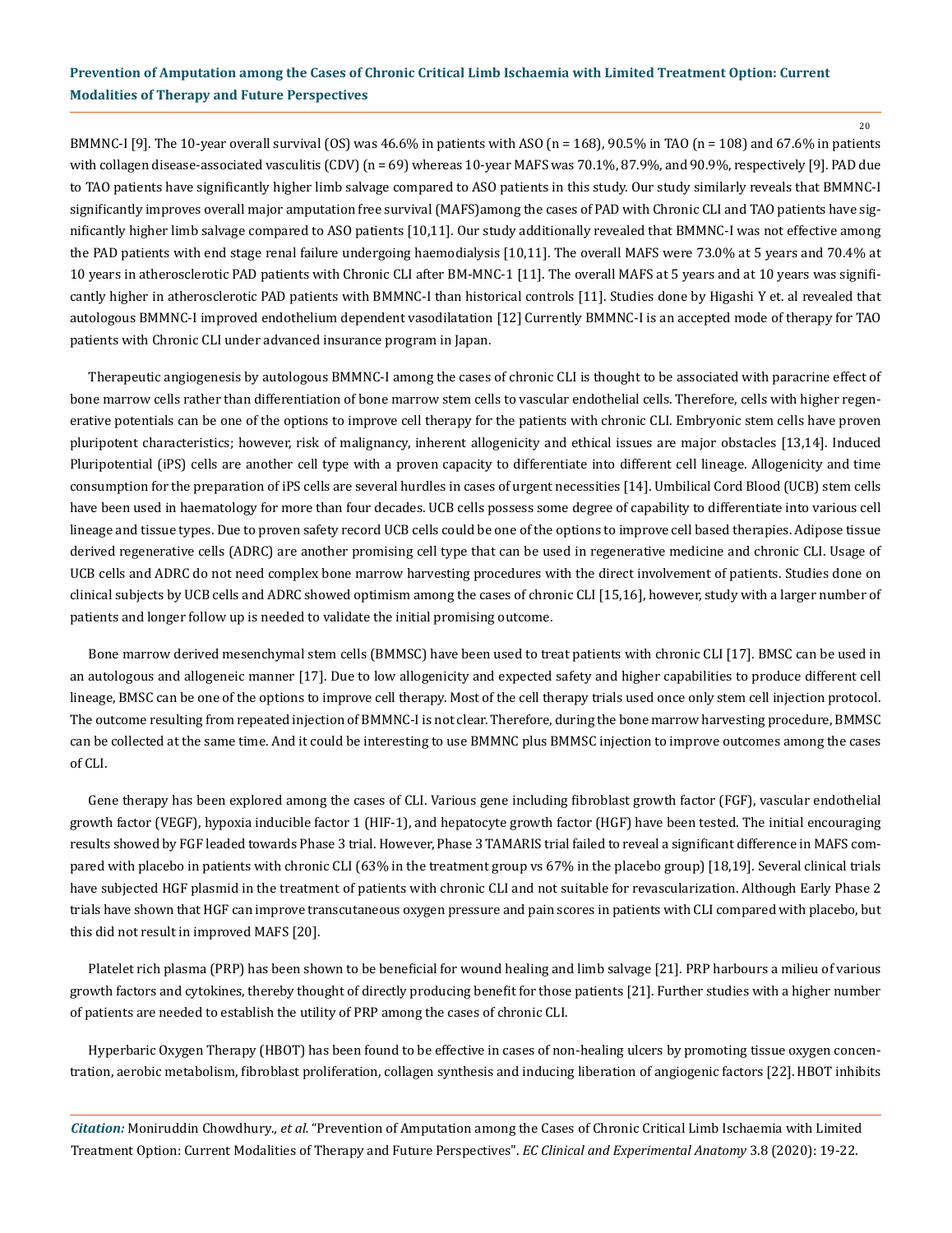BMMNC-I [9]. The 10-year overall survival (OS) was 46.6% in patients with ASO (n = 168), 90.5% in TAO (n = 108) and 67.6% in patients with collagen disease-associated vasculitis (CDV) (n = 69) whereas 10-year MAFS was 70.1%, 87.9%, and 90.9%, respectively [9]. PAD due to TAO patients have significantly higher limb salvage compared to ASO patients in this study. Our study similarly reveals that BMMNC-I significantly improves overall major amputation free survival (MAFS)among the cases of PAD with Chronic CLI and TAO patients have significantly higher limb salvage compared to ASO patients [10,11]. Our study additionally revealed that BMMNC-I was not effective among the PAD patients with end stage renal failure undergoing haemodialysis [10,11]. The overall MAFS were 73.0% at 5 years and 70.4% at 10 years in atherosclerotic PAD patients with Chronic CLI after BM-MNC-1 [11]. The overall MAFS at 5 years and at 10 years was significantly higher in atherosclerotic PAD patients with BMMNC-I than historical controls [11]. Studies done by Higashi Y et. al revealed that autologous BMMNC-I improved endothelium dependent vasodilatation [12] Currently BMMNC-I is an accepted mode of therapy for TAO patients with Chronic CLI under advanced insurance program in Japan.

Therapeutic angiogenesis by autologous BMMNC-I among the cases of chronic CLI is thought to be associated with paracrine effect of bone marrow cells rather than differentiation of bone marrow stem cells to vascular endothelial cells. Therefore, cells with higher regenerative potentials can be one of the options to improve cell therapy for the patients with chronic CLI. Embryonic stem cells have proven pluripotent characteristics; however, risk of malignancy, inherent allogenicity and ethical issues are major obstacles [13,14]. Induced Pluripotential (iPS) cells are another cell type with a proven capacity to differentiate into different cell lineage. Allogenicity and time consumption for the preparation of iPS cells are several hurdles in cases of urgent necessities [14]. Umbilical Cord Blood (UCB) stem cells have been used in haematology for more than four decades. UCB cells possess some degree of capability to differentiate into various cell lineage and tissue types. Due to proven safety record UCB cells could be one of the options to improve cell based therapies. Adipose tissue derived regenerative cells (ADRC) are another promising cell type that can be used in regenerative medicine and chronic CLI. Usage of UCB cells and ADRC do not need complex bone marrow harvesting procedures with the direct involvement of patients. Studies done on clinical subjects by UCB cells and ADRC showed optimism among the cases of chronic CLI [15,16], however, study with a larger number of patients and longer follow up is needed to validate the initial promising outcome.

Bone marrow derived mesenchymal stem cells (BMMSC) have been used to treat patients with chronic CLI [17]. BMSC can be used in an autologous and allogeneic manner [17]. Due to low allogenicity and expected safety and higher capabilities to produce different cell lineage, BMSC can be one of the options to improve cell therapy. Most of the cell therapy trials used once only stem cell injection protocol. The outcome resulting from repeated injection of BMMNC-I is not clear. Therefore, during the bone marrow harvesting procedure, BMMSC can be collected at the same time. And it could be interesting to use BMMNC plus BMMSC injection to improve outcomes among the cases of CLI.

Gene therapy has been explored among the cases of CLI. Various gene including fibroblast growth factor (FGF), vascular endothelial growth factor (VEGF), hypoxia inducible factor 1 (HIF-1), and hepatocyte growth factor (HGF) have been tested. The initial encouraging results showed by FGF leaded towards Phase 3 trial. However, Phase 3 TAMARIS trial failed to reveal a significant difference in MAFS compared with placebo in patients with chronic CLI (63% in the treatment group vs 67% in the placebo group) [18,19]. Several clinical trials have subjected HGF plasmid in the treatment of patients with chronic CLI and not suitable for revascularization. Although Early Phase 2 trials have shown that HGF can improve transcutaneous oxygen pressure and pain scores in patients with CLI compared with placebo, but this did not result in improved MAFS [20].

Platelet rich plasma (PRP) has been shown to be beneficial for wound healing and limb salvage [21]. PRP harbours a milieu of various growth factors and cytokines, thereby thought of directly producing benefit for those patients [21]. Further studies with a higher number of patients are needed to establish the utility of PRP among the cases of chronic CLI.

Hyperbaric Oxygen Therapy (HBOT) has been found to be effective in cases of non-healing ulcers by promoting tissue oxygen concentration, aerobic metabolism, fibroblast proliferation, collagen synthesis and inducing liberation of angiogenic factors [22]. HBOT inhibits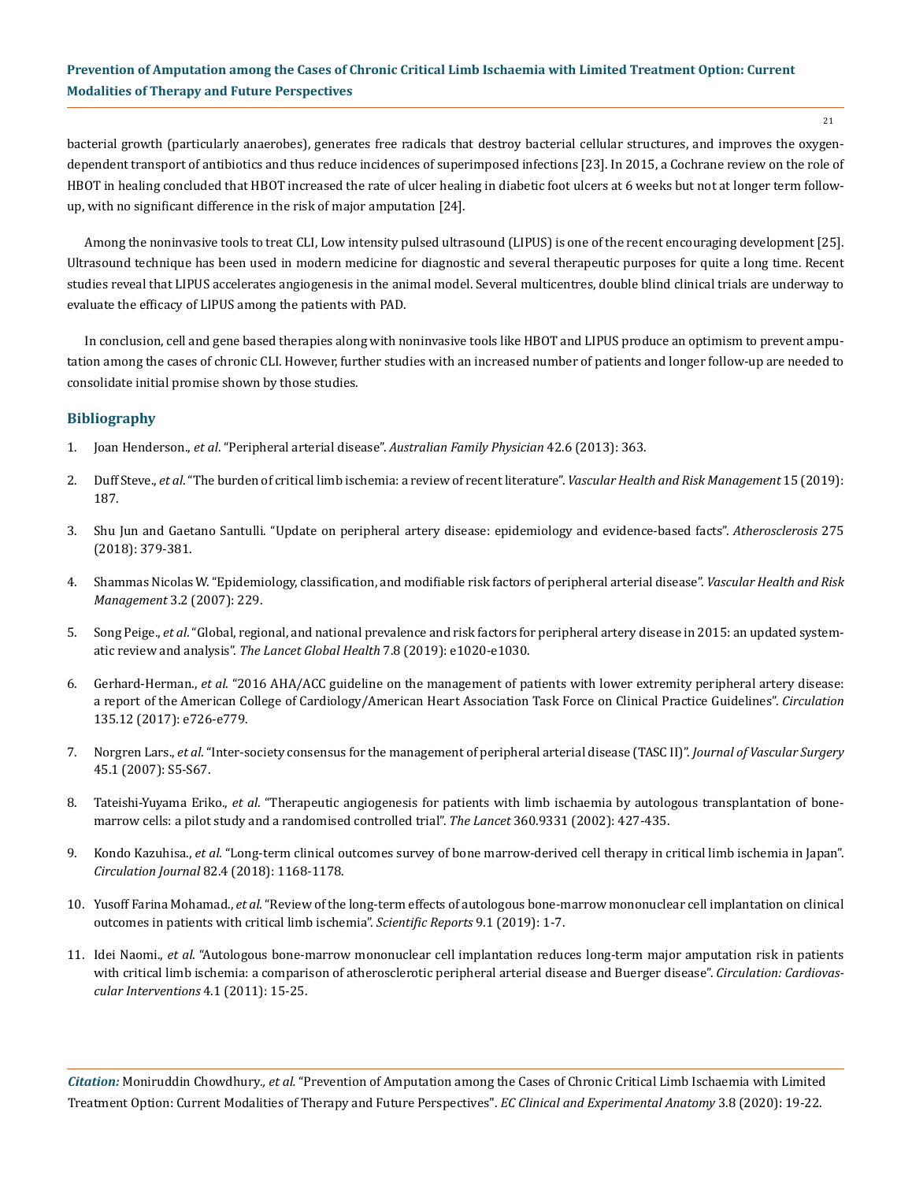bacterial growth (particularly anaerobes), generates free radicals that destroy bacterial cellular structures, and improves the oxygen-dependent transport of antibiotics and thus reduce incidences of superimposed infections [23]. In 2015, a Cochrane review on the role of HBOT in healing concluded that HBOT increased the rate of ulcer healing in diabetic foot ulcers at 6 weeks but not at longer term follow-up, with no significant difference in the risk of major amputation [24].

Among the noninvasive tools to treat CLI, Low intensity pulsed ultrasound (LIPUS) is one of the recent encouraging development [25]. Ultrasound technique has been used in modern medicine for diagnostic and several therapeutic purposes for quite a long time. Recent studies reveal that LIPUS accelerates angiogenesis in the animal model. Several multicentres, double blind clinical trials are underway to evaluate the efficacy of LIPUS among the patients with PAD.

In conclusion, cell and gene based therapies along with noninvasive tools like HBOT and LIPUS produce an optimism to prevent amputation among the cases of chronic CLI. However, further studies with an increased number of patients and longer follow-up are needed to consolidate initial promise shown by those studies.

## Bibliography

1. Joan Henderson., *et al*. "Peripheral arterial disease". *Australian Family Physician* 42.6 (2013): 363.
2. Duff Steve., *et al*. "The burden of critical limb ischemia: a review of recent literature". *Vascular Health and Risk Management* 15 (2019): 187.
3. Shu Jun and Gaetano Santulli. "Update on peripheral artery disease: epidemiology and evidence-based facts". *Atherosclerosis* 275 (2018): 379-381.
4. Shammas Nicolas W. "Epidemiology, classification, and modifiable risk factors of peripheral arterial disease". *Vascular Health and Risk Management* 3.2 (2007): 229.
5. Song Peige., *et al*. "Global, regional, and national prevalence and risk factors for peripheral artery disease in 2015: an updated systematic review and analysis". *The Lancet Global Health* 7.8 (2019): e1020-e1030.
6. Gerhard-Herman., *et al*. "2016 AHA/ACC guideline on the management of patients with lower extremity peripheral artery disease: a report of the American College of Cardiology/American Heart Association Task Force on Clinical Practice Guidelines". *Circulation* 135.12 (2017): e726-e779.
7. Norgren Lars., *et al*. "Inter-society consensus for the management of peripheral arterial disease (TASC II)". *Journal of Vascular Surgery* 45.1 (2007): S5-S67.
8. Tateishi-Yuyama Eriko., *et al*. "Therapeutic angiogenesis for patients with limb ischaemia by autologous transplantation of bone-marrow cells: a pilot study and a randomised controlled trial". *The Lancet* 360.9331 (2002): 427-435.
9. Kondo Kazuhisa., *et al*. "Long-term clinical outcomes survey of bone marrow-derived cell therapy in critical limb ischemia in Japan". *Circulation Journal* 82.4 (2018): 1168-1178.
10. Yusoff Farina Mohamad., *et al*. "Review of the long-term effects of autologous bone-marrow mononuclear cell implantation on clinical outcomes in patients with critical limb ischemia". *Scientific Reports* 9.1 (2019): 1-7.
11. Idei Naomi., *et al*. "Autologous bone-marrow mononuclear cell implantation reduces long-term major amputation risk in patients with critical limb ischemia: a comparison of atherosclerotic peripheral arterial disease and Buerger disease". *Circulation: Cardiovascular Interventions* 4.1 (2011): 15-25.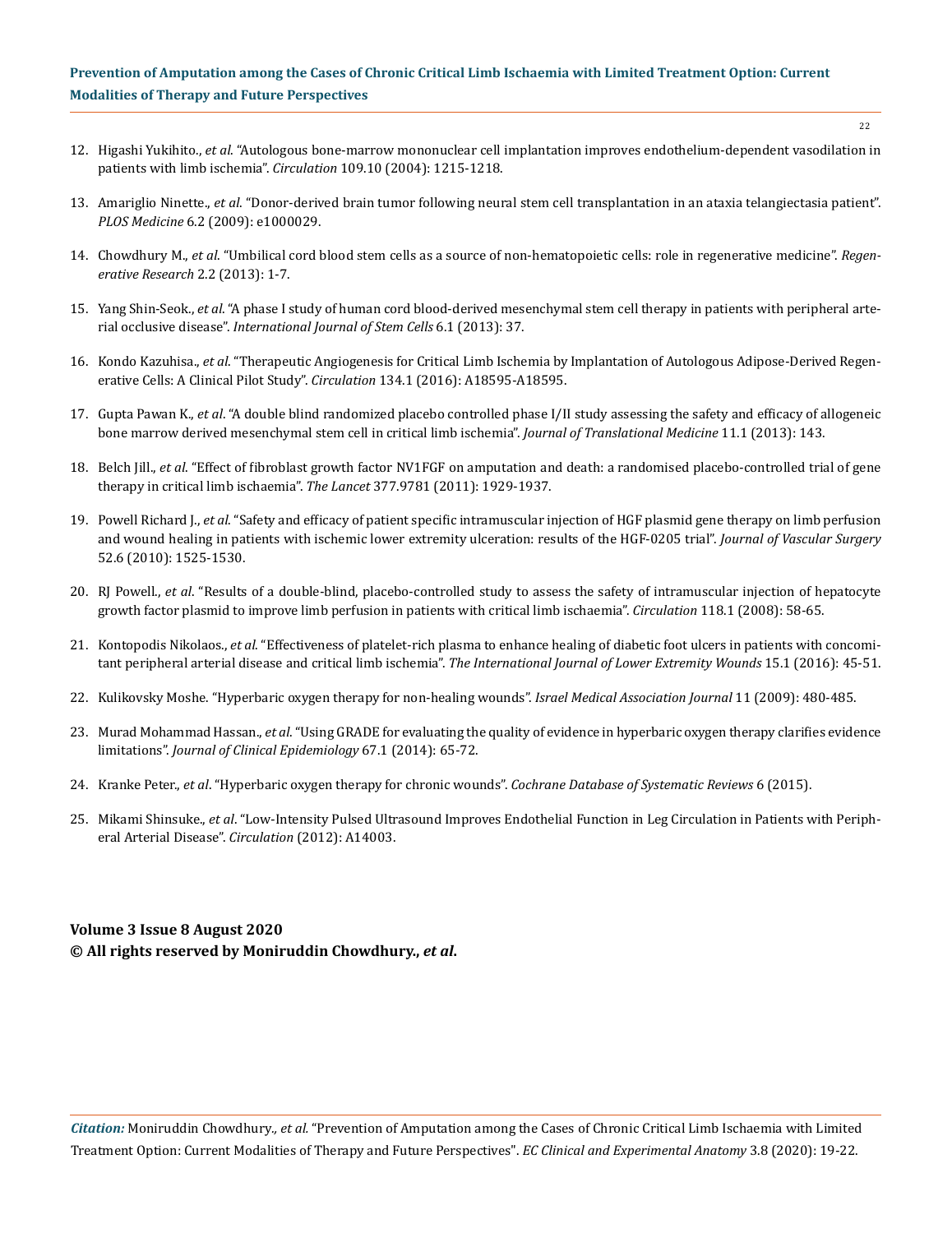12. Higashi Yukihito., *et al*. "Autologous bone-marrow mononuclear cell implantation improves endothelium-dependent vasodilation in patients with limb ischemia". *Circulation* 109.10 (2004): 1215-1218.

13. Amariglio Ninette., *et al*. "Donor-derived brain tumor following neural stem cell transplantation in an ataxia telangiectasia patient". *PLOS Medicine* 6.2 (2009): e1000029.

14. Chowdhury M., *et al*. "Umbilical cord blood stem cells as a source of non-hematopoietic cells: role in regenerative medicine". *Regenerative Research* 2.2 (2013): 1-7.

15. Yang Shin-Seok., *et al*. "A phase I study of human cord blood-derived mesenchymal stem cell therapy in patients with peripheral arterial occlusive disease". *International Journal of Stem Cells* 6.1 (2013): 37.

16. Kondo Kazuhisa., *et al*. "Therapeutic Angiogenesis for Critical Limb Ischemia by Implantation of Autologous Adipose-Derived Regenerative Cells: A Clinical Pilot Study". *Circulation* 134.1 (2016): A18595-A18595.

17. Gupta Pawan K., *et al*. "A double blind randomized placebo controlled phase I/II study assessing the safety and efficacy of allogeneic bone marrow derived mesenchymal stem cell in critical limb ischemia". *Journal of Translational Medicine* 11.1 (2013): 143.

18. Belch Jill., *et al*. "Effect of fibroblast growth factor NV1FGF on amputation and death: a randomised placebo-controlled trial of gene therapy in critical limb ischaemia". *The Lancet* 377.9781 (2011): 1929-1937.

19. Powell Richard J., *et al*. "Safety and efficacy of patient specific intramuscular injection of HGF plasmid gene therapy on limb perfusion and wound healing in patients with ischemic lower extremity ulceration: results of the HGF-0205 trial". *Journal of Vascular Surgery* 52.6 (2010): 1525-1530.

20. RJ Powell., *et al*. "Results of a double-blind, placebo-controlled study to assess the safety of intramuscular injection of hepatocyte growth factor plasmid to improve limb perfusion in patients with critical limb ischaemia". *Circulation* 118.1 (2008): 58-65.

21. Kontopodis Nikolaos., *et al*. "Effectiveness of platelet-rich plasma to enhance healing of diabetic foot ulcers in patients with concomitant peripheral arterial disease and critical limb ischemia". *The International Journal of Lower Extremity Wounds* 15.1 (2016): 45-51.

22. Kulikovsky Moshe. "Hyperbaric oxygen therapy for non-healing wounds". *Israel Medical Association Journal* 11 (2009): 480-485.

23. Murad Mohammad Hassan., *et al*. "Using GRADE for evaluating the quality of evidence in hyperbaric oxygen therapy clarifies evidence limitations". *Journal of Clinical Epidemiology* 67.1 (2014): 65-72.

24. Kranke Peter., *et al*. "Hyperbaric oxygen therapy for chronic wounds". *Cochrane Database of Systematic Reviews* 6 (2015).

25. Mikami Shinsuke., *et al*. "Low-Intensity Pulsed Ultrasound Improves Endothelial Function in Leg Circulation in Patients with Peripheral Arterial Disease". *Circulation* (2012): A14003.

**Volume 3 Issue 8 August 2020**
**© All rights reserved by Moniruddin Chowdhury., *et al*.**